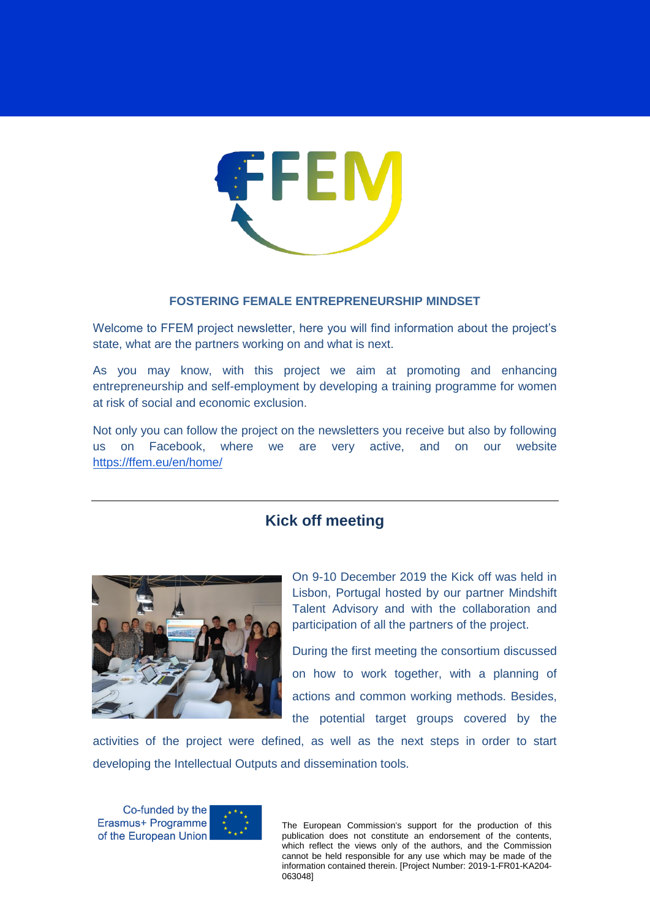**FOSTERING FEMALE ENTREPRENEURSHIP MINDSET**

Welcome to FFEM project newsletter, here you will find information about the project's state, what are the partners working on and what is next.

As you may know, with this project we aim at promoting and enhancing entrepreneurship and self-employment by developing a training programme for women at risk of social and economic exclusion.

Not only you can follow the project on the newsletters you receive but also by following us on Facebook, where we are very active, and on our website https://ffem.eu/en/home/

---

## Kick off meeting

On 9-10 December 2019 the Kick off was held in Lisbon, Portugal hosted by our partner Mindshift Talent Advisory and with the collaboration and participation of all the partners of the project.

During the first meeting the consortium discussed on how to work together, with a planning of actions and common working methods. Besides, the potential target groups covered by the activities of the project were defined, as well as the next steps in order to start developing the Intellectual Outputs and dissemination tools.

Co-funded by the Erasmus+ Programme of the European Union

The European Commission's support for the production of this publication does not constitute an endorsement of the contents, which reflect the views only of the authors, and the Commission cannot be held responsible for any use which may be made of the information contained therein. [Project Number: 2019-1-FR01-KA204-063048]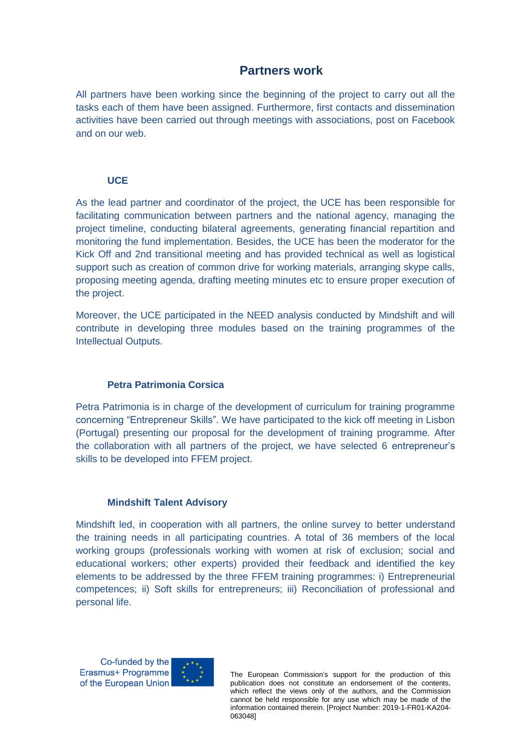## Partners work

All partners have been working since the beginning of the project to carry out all the tasks each of them have been assigned. Furthermore, first contacts and dissemination activities have been carried out through meetings with associations, post on Facebook and on our web.

### UCE

As the lead partner and coordinator of the project, the UCE has been responsible for facilitating communication between partners and the national agency, managing the project timeline, conducting bilateral agreements, generating financial repartition and monitoring the fund implementation. Besides, the UCE has been the moderator for the Kick Off and 2nd transitional meeting and has provided technical as well as logistical support such as creation of common drive for working materials, arranging skype calls, proposing meeting agenda, drafting meeting minutes etc to ensure proper execution of the project.

Moreover, the UCE participated in the NEED analysis conducted by Mindshift and will contribute in developing three modules based on the training programmes of the Intellectual Outputs.

### Petra Patrimonia Corsica

Petra Patrimonia is in charge of the development of curriculum for training programme concerning "Entrepreneur Skills". We have participated to the kick off meeting in Lisbon (Portugal) presenting our proposal for the development of training programme. After the collaboration with all partners of the project, we have selected 6 entrepreneur's skills to be developed into FFEM project.

### Mindshift Talent Advisory

Mindshift led, in cooperation with all partners, the online survey to better understand the training needs in all participating countries. A total of 36 members of the local working groups (professionals working with women at risk of exclusion; social and educational workers; other experts) provided their feedback and identified the key elements to be addressed by the three FFEM training programmes: i) Entrepreneurial competences; ii) Soft skills for entrepreneurs; iii) Reconciliation of professional and personal life.

Co-funded by the Erasmus+ Programme of the European Union

The European Commission's support for the production of this publication does not constitute an endorsement of the contents, which reflect the views only of the authors, and the Commission cannot be held responsible for any use which may be made of the information contained therein. [Project Number: 2019-1-FR01-KA204-063048]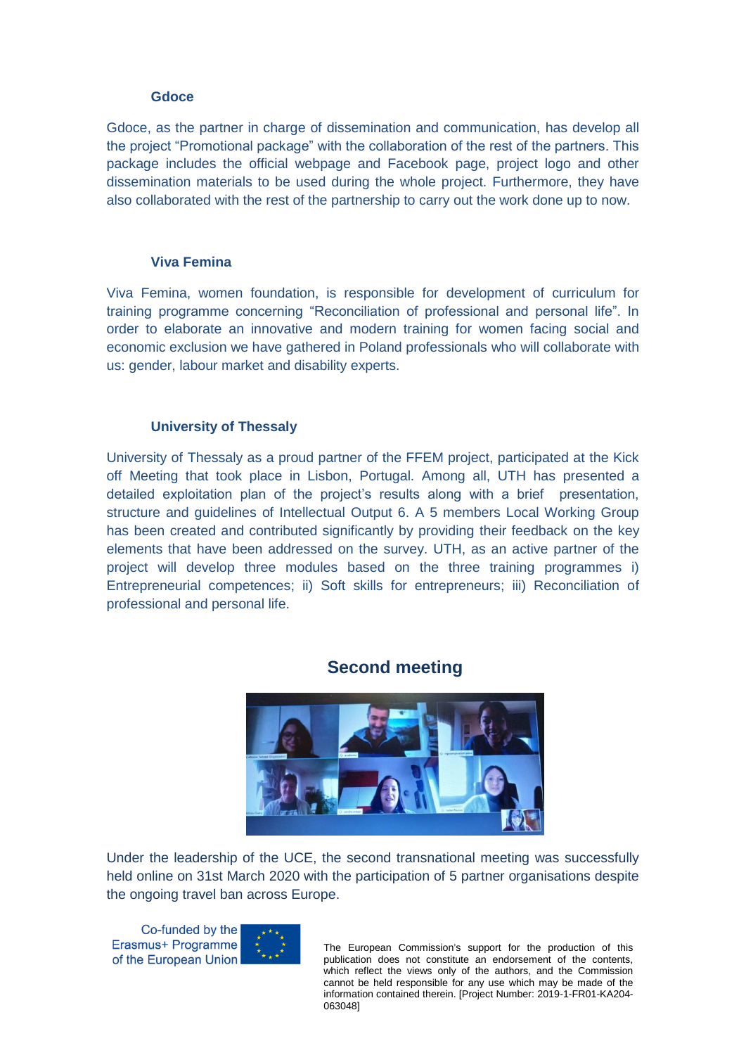### Gdoce

Gdoce, as the partner in charge of dissemination and communication, has develop all the project "Promotional package" with the collaboration of the rest of the partners. This package includes the official webpage and Facebook page, project logo and other dissemination materials to be used during the whole project. Furthermore, they have also collaborated with the rest of the partnership to carry out the work done up to now.

### Viva Femina

Viva Femina, women foundation, is responsible for development of curriculum for training programme concerning "Reconciliation of professional and personal life". In order to elaborate an innovative and modern training for women facing social and economic exclusion we have gathered in Poland professionals who will collaborate with us: gender, labour market and disability experts.

### University of Thessaly

University of Thessaly as a proud partner of the FFEM project, participated at the Kick off Meeting that took place in Lisbon, Portugal. Among all, UTH has presented a detailed exploitation plan of the project's results along with a brief presentation, structure and guidelines of Intellectual Output 6. A 5 members Local Working Group has been created and contributed significantly by providing their feedback on the key elements that have been addressed on the survey. UTH, as an active partner of the project will develop three modules based on the three training programmes i) Entrepreneurial competences; ii) Soft skills for entrepreneurs; iii) Reconciliation of professional and personal life.

## Second meeting

Under the leadership of the UCE, the second transnational meeting was successfully held online on 31st March 2020 with the participation of 5 partner organisations despite the ongoing travel ban across Europe.

Co-funded by the Erasmus+ Programme of the European Union

The European Commission's support for the production of this publication does not constitute an endorsement of the contents, which reflect the views only of the authors, and the Commission cannot be held responsible for any use which may be made of the information contained therein. [Project Number: 2019-1-FR01-KA204-063048]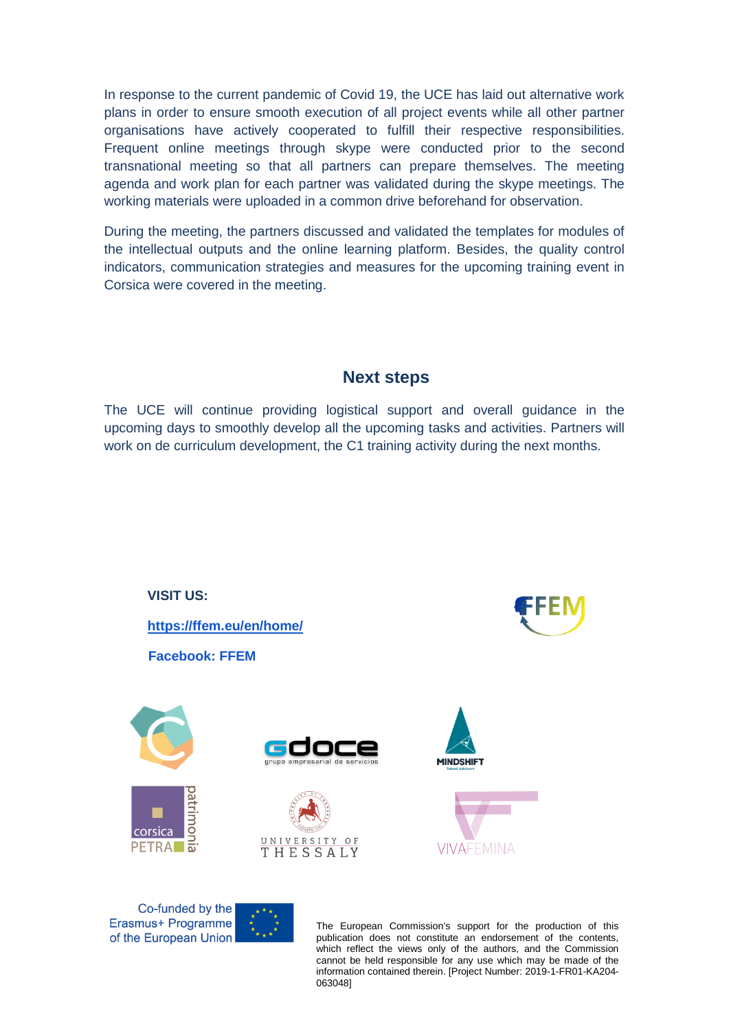In response to the current pandemic of Covid 19, the UCE has laid out alternative work plans in order to ensure smooth execution of all project events while all other partner organisations have actively cooperated to fulfill their respective responsibilities. Frequent online meetings through skype were conducted prior to the second transnational meeting so that all partners can prepare themselves. The meeting agenda and work plan for each partner was validated during the skype meetings. The working materials were uploaded in a common drive beforehand for observation.

During the meeting, the partners discussed and validated the templates for modules of the intellectual outputs and the online learning platform. Besides, the quality control indicators, communication strategies and measures for the upcoming training event in Corsica were covered in the meeting.

## Next steps

The UCE will continue providing logistical support and overall guidance in the upcoming days to smoothly develop all the upcoming tasks and activities. Partners will work on de curriculum development, the C1 training activity during the next months.

**VISIT US:**

**https://ffem.eu/en/home/**

**Facebook: FFEM**

Co-funded by the Erasmus+ Programme of the European Union

The European Commission's support for the production of this publication does not constitute an endorsement of the contents, which reflect the views only of the authors, and the Commission cannot be held responsible for any use which may be made of the information contained therein. [Project Number: 2019-1-FR01-KA204-063048]